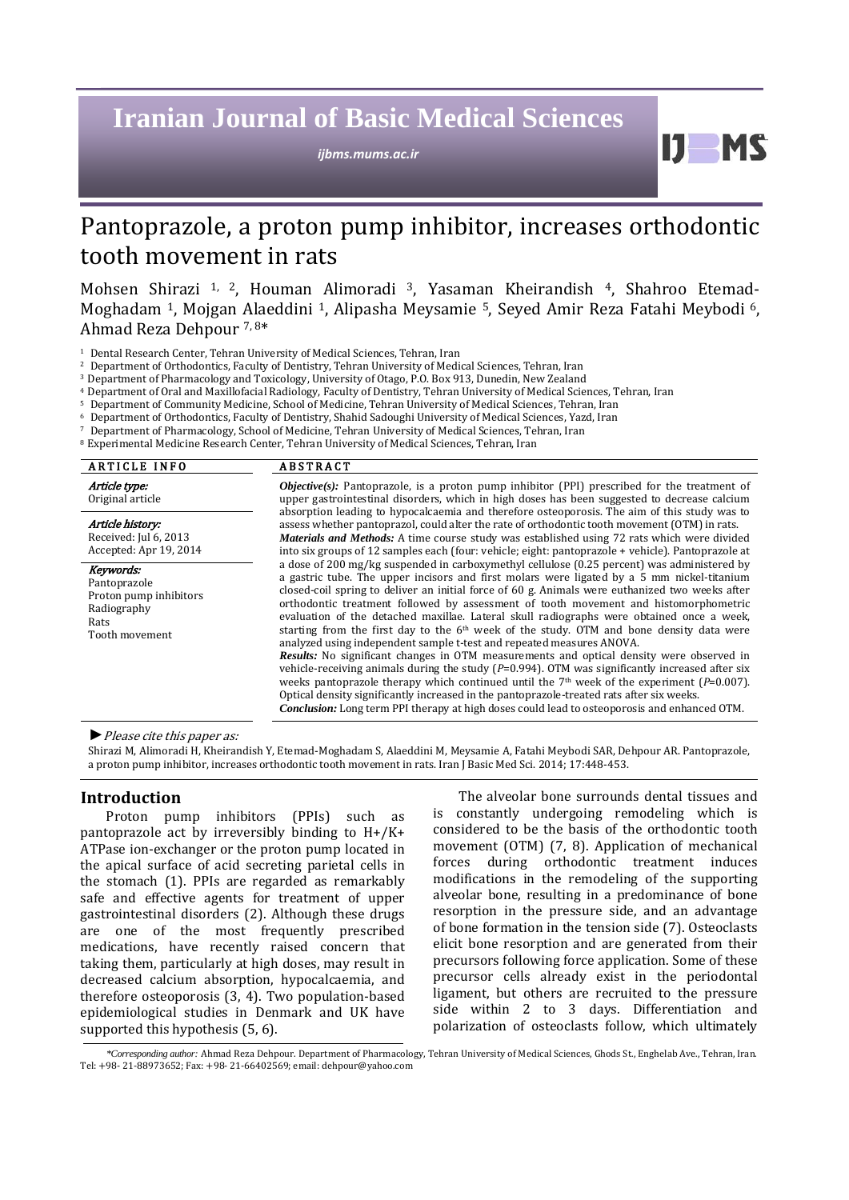# Pantoprazole, a proton pump inhibitor, increases orthodontic tooth movement in rats

Mohsen Shirazi [1, 2], Houman Alimoradi [3], Yasaman Kheirandish [4], Shahroo Etemad-Moghadam [1], Mojgan Alaeddini [1], Alipasha Meysamie [5], Seyed Amir Reza Fatahi Meybodi [6], Ahmad Reza Dehpour [7, 8]*

[1] Dental Research Center, Tehran University of Medical Sciences, Tehran, Iran
[2] Department of Orthodontics, Faculty of Dentistry, Tehran University of Medical Sciences, Tehran, Iran
[3] Department of Pharmacology and Toxicology, University of Otago, P.O. Box 913, Dunedin, New Zealand
[4] Department of Oral and Maxillofacial Radiology, Faculty of Dentistry, Tehran University of Medical Sciences, Tehran, Iran
[5] Department of Community Medicine, School of Medicine, Tehran University of Medical Sciences, Tehran, Iran
[6] Department of Orthodontics, Faculty of Dentistry, Shahid Sadoughi University of Medical Sciences, Yazd, Iran
[7] Department of Pharmacology, School of Medicine, Tehran University of Medical Sciences, Tehran, Iran
[8] Experimental Medicine Research Center, Tehran University of Medical Sciences, Tehran, Iran

**ARTICLE INFO**

*Article type:*
Original article

*Article history:*
Received: Jul 6, 2013
Accepted: Apr 19, 2014

*Keywords:*
Pantoprazole
Proton pump inhibitors
Radiography
Rats
Tooth movement

**ABSTRACT**

***Objective(s):*** Pantoprazole, is a proton pump inhibitor (PPI) prescribed for the treatment of upper gastrointestinal disorders, which in high doses has been suggested to decrease calcium absorption leading to hypocalcaemia and therefore osteoporosis. The aim of this study was to assess whether pantoprazol, could alter the rate of orthodontic tooth movement (OTM) in rats.

***Materials and Methods:*** A time course study was established using 72 rats which were divided into six groups of 12 samples each (four: vehicle; eight: pantoprazole + vehicle). Pantoprazole at a dose of 200 mg/kg suspended in carboxymethyl cellulose (0.25 percent) was administered by a gastric tube. The upper incisors and first molars were ligated by a 5 mm nickel-titanium closed-coil spring to deliver an initial force of 60 g. Animals were euthanized two weeks after orthodontic treatment followed by assessment of tooth movement and histomorphometric evaluation of the detached maxillae. Lateral skull radiographs were obtained once a week, starting from the first day to the 6th week of the study. OTM and bone density data were analyzed using independent sample t-test and repeated measures ANOVA.

***Results:*** No significant changes in OTM measurements and optical density were observed in vehicle-receiving animals during the study ($P$=0.994). OTM was significantly increased after six weeks pantoprazole therapy which continued until the 7th week of the experiment ($P$=0.007). Optical density significantly increased in the pantoprazole-treated rats after six weeks.

***Conclusion:*** Long term PPI therapy at high doses could lead to osteoporosis and enhanced OTM.

►*Please cite this paper as:*

Shirazi M, Alimoradi H, Kheirandish Y, Etemad-Moghadam S, Alaeddini M, Meysamie A, Fatahi Meybodi SAR, Dehpour AR. Pantoprazole, a proton pump inhibitor, increases orthodontic tooth movement in rats. Iran J Basic Med Sci. 2014; 17:448-453.

## Introduction

Proton pump inhibitors (PPIs) such as pantoprazole act by irreversibly binding to $H^+/K^+$ ATPase ion-exchanger or the proton pump located in the apical surface of acid secreting parietal cells in the stomach (1). PPIs are regarded as remarkably safe and effective agents for treatment of upper gastrointestinal disorders (2). Although these drugs are one of the most frequently prescribed medications, have recently raised concern that taking them, particularly at high doses, may result in decreased calcium absorption, hypocalcaemia, and therefore osteoporosis (3, 4). Two population-based epidemiological studies in Denmark and UK have supported this hypothesis (5, 6).

The alveolar bone surrounds dental tissues and is constantly undergoing remodeling which is considered to be the basis of the orthodontic tooth movement (OTM) (7, 8). Application of mechanical forces during orthodontic treatment induces modifications in the remodeling of the supporting alveolar bone, resulting in a predominance of bone resorption in the pressure side, and an advantage of bone formation in the tension side (7). Osteoclasts elicit bone resorption and are generated from their precursors following force application. Some of these precursor cells already exist in the periodontal ligament, but others are recruited to the pressure side within 2 to 3 days. Differentiation and polarization of osteoclasts follow, which ultimately

*Corresponding author:* Ahmad Reza Dehpour. Department of Pharmacology, Tehran University of Medical Sciences, Ghods St., Enghelab Ave., Tehran, Iran. Tel: +98- 21-88973652; Fax: +98- 21-66402569; email: dehpour@yahoo.com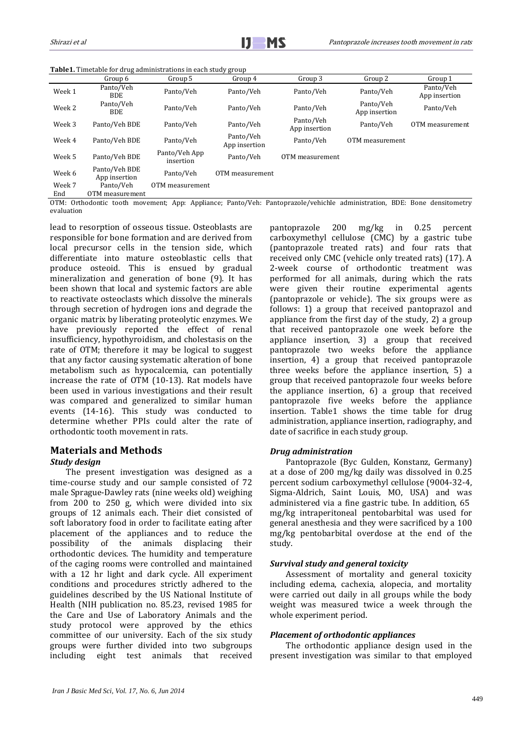**Table1.** Timetable for drug administrations in each study group

| | Group 6 | Group 5 | Group 4 | Group 3 | Group 2 | Group 1 |
|---|---|---|---|---|---|---|
| Week 1 | Panto/Veh BDE | Panto/Veh | Panto/Veh | Panto/Veh | Panto/Veh | Panto/Veh App insertion |
| Week 2 | Panto/Veh BDE | Panto/Veh | Panto/Veh | Panto/Veh | Panto/Veh App insertion | Panto/Veh |
| Week 3 | Panto/Veh BDE | Panto/Veh | Panto/Veh | Panto/Veh App insertion | Panto/Veh | OTM measurement |
| Week 4 | Panto/Veh BDE | Panto/Veh | Panto/Veh App insertion | Panto/Veh | OTM measurement | |
| Week 5 | Panto/Veh BDE | Panto/Veh App insertion | Panto/Veh | OTM measurement | | |
| Week 6 | Panto/Veh BDE App insertion | Panto/Veh | OTM measurement | | | |
| Week 7 | Panto/Veh | OTM measurement | | | | |
| End | OTM measurement | | | | | |

OTM: Orthodontic tooth movement; App: Appliance; Panto/Veh: Pantoprazole/vehichle administration, BDE: Bone densitometry evaluation

lead to resorption of osseous tissue. Osteoblasts are responsible for bone formation and are derived from local precursor cells in the tension side, which differentiate into mature osteoblastic cells that produce osteoid. This is ensued by gradual mineralization and generation of bone (9). It has been shown that local and systemic factors are able to reactivate osteoclasts which dissolve the minerals through secretion of hydrogen ions and degrade the organic matrix by liberating proteolytic enzymes. We have previously reported the effect of renal insufficiency, hypothyroidism, and cholestasis on the rate of OTM; therefore it may be logical to suggest that any factor causing systematic alteration of bone metabolism such as hypocalcemia, can potentially increase the rate of OTM (10-13). Rat models have been used in various investigations and their result was compared and generalized to similar human events (14-16). This study was conducted to determine whether PPIs could alter the rate of orthodontic tooth movement in rats.

## Materials and Methods

### *Study design*

The present investigation was designed as a time-course study and our sample consisted of 72 male Sprague-Dawley rats (nine weeks old) weighing from 200 to 250 g, which were divided into six groups of 12 animals each. Their diet consisted of soft laboratory food in order to facilitate eating after placement of the appliances and to reduce the possibility of the animals displacing their orthodontic devices. The humidity and temperature of the caging rooms were controlled and maintained with a 12 hr light and dark cycle. All experiment conditions and procedures strictly adhered to the guidelines described by the US National Institute of Health (NIH publication no. 85.23, revised 1985 for the Care and Use of Laboratory Animals and the study protocol were approved by the ethics committee of our university. Each of the six study groups were further divided into two subgroups including eight test animals that received pantoprazole 200 mg/kg in 0.25 percent carboxymethyl cellulose (CMC) by a gastric tube (pantoprazole treated rats) and four rats that received only CMC (vehicle only treated rats) (17). A 2-week course of orthodontic treatment was performed for all animals, during which the rats were given their routine experimental agents (pantoprazole or vehicle). The six groups were as follows: 1) a group that received pantoprazol and appliance from the first day of the study, 2) a group that received pantoprazole one week before the appliance insertion, 3) a group that received pantoprazole two weeks before the appliance insertion, 4) a group that received pantoprazole three weeks before the appliance insertion, 5) a group that received pantoprazole four weeks before the appliance insertion, 6) a group that received pantoprazole five weeks before the appliance insertion. Table1 shows the time table for drug administration, appliance insertion, radiography, and date of sacrifice in each study group.

### *Drug administration*

Pantoprazole (Byc Gulden, Konstanz, Germany) at a dose of 200 mg/kg daily was dissolved in 0.25 percent sodium carboxymethyl cellulose (9004-32-4, Sigma-Aldrich, Saint Louis, MO, USA) and was administered via a fine gastric tube. In addition, 65 mg/kg intraperitoneal pentobarbital was used for general anesthesia and they were sacrificed by a 100 mg/kg pentobarbital overdose at the end of the study.

### *Survival study and general toxicity*

Assessment of mortality and general toxicity including edema, cachexia, alopecia, and mortality were carried out daily in all groups while the body weight was measured twice a week through the whole experiment period.

### *Placement of orthodontic appliances*

The orthodontic appliance design used in the present investigation was similar to that employed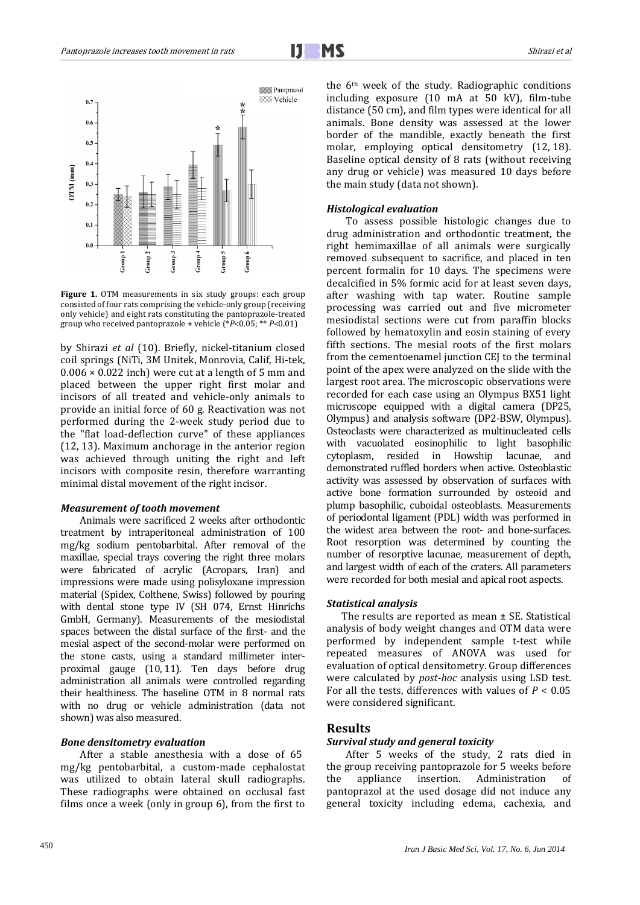**Figure 1.** OTM measurements in six study groups: each group consisted of four rats comprising the vehicle-only group (receiving only vehicle) and eight rats constituting the pantoprazole-treated group who received pantoprazole + vehicle (*$P$<0.05; ** $P$<0.01)

by Shirazi *et al* (10). Briefly, nickel-titanium closed coil springs (NiTi, 3M Unitek, Monrovia, Calif, Hi-tek, 0.006 × 0.022 inch) were cut at a length of 5 mm and placed between the upper right first molar and incisors of all treated and vehicle-only animals to provide an initial force of 60 g. Reactivation was not performed during the 2-week study period due to the "flat load-deflection curve" of these appliances (12, 13). Maximum anchorage in the anterior region was achieved through uniting the right and left incisors with composite resin, therefore warranting minimal distal movement of the right incisor.

### *Measurement of tooth movement*

Animals were sacrificed 2 weeks after orthodontic treatment by intraperitoneal administration of 100 mg/kg sodium pentobarbital. After removal of the maxillae, special trays covering the right three molars were fabricated of acrylic (Acropars, Iran) and impressions were made using polisyloxane impression material (Spidex, Colthene, Swiss) followed by pouring with dental stone type IV (SH 074, Ernst Hinrichs GmbH, Germany). Measurements of the mesiodistal spaces between the distal surface of the first- and the mesial aspect of the second-molar were performed on the stone casts, using a standard millimeter inter-proximal gauge (10, 11). Ten days before drug administration all animals were controlled regarding their healthiness. The baseline OTM in 8 normal rats with no drug or vehicle administration (data not shown) was also measured.

### *Bone densitometry evaluation*

After a stable anesthesia with a dose of 65 mg/kg pentobarbital, a custom-made cephalostat was utilized to obtain lateral skull radiographs. These radiographs were obtained on occlusal fast films once a week (only in group 6), from the first to the 6th week of the study. Radiographic conditions including exposure (10 mA at 50 kV), film-tube distance (50 cm), and film types were identical for all animals. Bone density was assessed at the lower border of the mandible, exactly beneath the first molar, employing optical densitometry (12, 18). Baseline optical density of 8 rats (without receiving any drug or vehicle) was measured 10 days before the main study (data not shown).

### *Histological evaluation*

To assess possible histologic changes due to drug administration and orthodontic treatment, the right hemimaxillae of all animals were surgically removed subsequent to sacrifice, and placed in ten percent formalin for 10 days. The specimens were decalcified in 5% formic acid for at least seven days, after washing with tap water. Routine sample processing was carried out and five micrometer mesiodistal sections were cut from paraffin blocks followed by hematoxylin and eosin staining of every fifth sections. The mesial roots of the first molars from the cementoenamel junction CEJ to the terminal point of the apex were analyzed on the slide with the largest root area. The microscopic observations were recorded for each case using an Olympus BX51 light microscope equipped with a digital camera (DP25, Olympus) and analysis software (DP2-BSW, Olympus). Osteoclasts were characterized as multinucleated cells with vacuolated eosinophilic to light basophilic cytoplasm, resided in Howship lacunae, and demonstrated ruffled borders when active. Osteoblastic activity was assessed by observation of surfaces with active bone formation surrounded by osteoid and plump basophilic, cuboidal osteoblasts. Measurements of periodontal ligament (PDL) width was performed in the widest area between the root- and bone-surfaces. Root resorption was determined by counting the number of resorptive lacunae, measurement of depth, and largest width of each of the craters. All parameters were recorded for both mesial and apical root aspects.

### *Statistical analysis*

The results are reported as mean ± SE. Statistical analysis of body weight changes and OTM data were performed by independent sample t-test while repeated measures of ANOVA was used for evaluation of optical densitometry. Group differences were calculated by *post-hoc* analysis using LSD test. For all the tests, differences with values of $P$ < 0.05 were considered significant.

## Results

### *Survival study and general toxicity*

After 5 weeks of the study, 2 rats died in the group receiving pantoprazole for 5 weeks before the appliance insertion. Administration of pantoprazol at the used dosage did not induce any general toxicity including edema, cachexia, and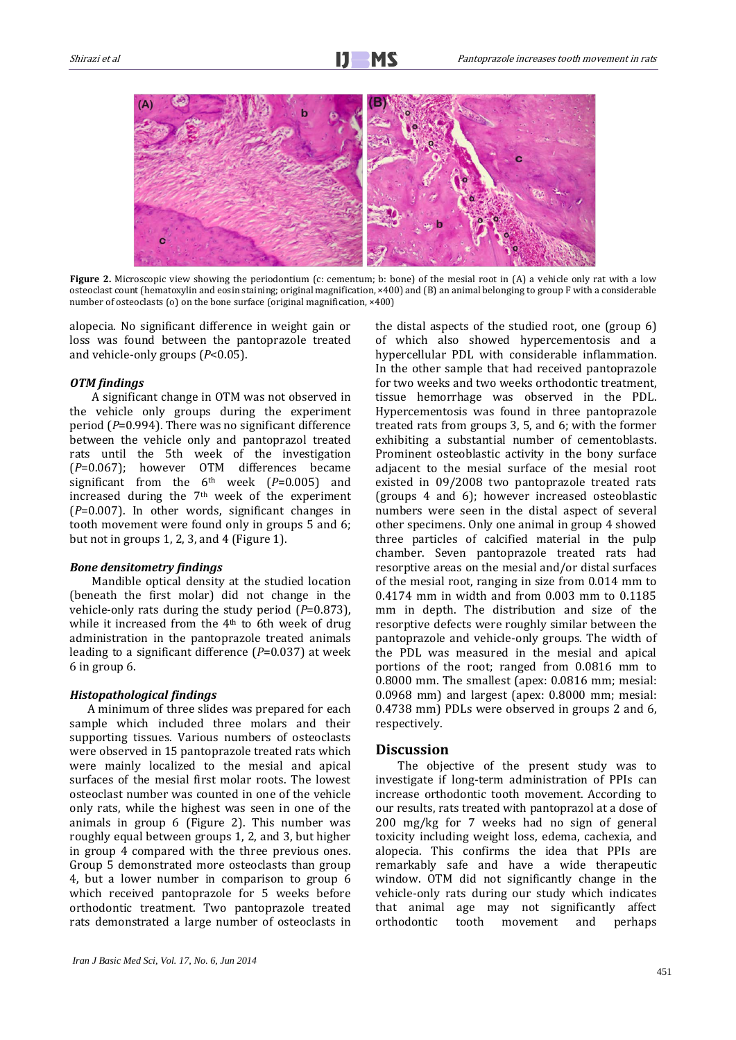**Figure 2.** Microscopic view showing the periodontium (c: cementum; b: bone) of the mesial root in (A) a vehicle only rat with a low osteoclast count (hematoxylin and eosin staining; original magnification, ×400) and (B) an animal belonging to group F with a considerable number of osteoclasts (o) on the bone surface (original magnification, ×400)

alopecia. No significant difference in weight gain or loss was found between the pantoprazole treated and vehicle-only groups ($P$<0.05).

### *OTM findings*

A significant change in OTM was not observed in the vehicle only groups during the experiment period ($P$=0.994). There was no significant difference between the vehicle only and pantoprazol treated rats until the 5th week of the investigation ($P$=0.067); however OTM differences became significant from the 6th week ($P$=0.005) and increased during the 7th week of the experiment ($P$=0.007). In other words, significant changes in tooth movement were found only in groups 5 and 6; but not in groups 1, 2, 3, and 4 (Figure 1).

### *Bone densitometry findings*

Mandible optical density at the studied location (beneath the first molar) did not change in the vehicle-only rats during the study period ($P$=0.873), while it increased from the 4th to 6th week of drug administration in the pantoprazole treated animals leading to a significant difference ($P$=0.037) at week 6 in group 6.

### *Histopathological findings*

A minimum of three slides was prepared for each sample which included three molars and their supporting tissues. Various numbers of osteoclasts were observed in 15 pantoprazole treated rats which were mainly localized to the mesial and apical surfaces of the mesial first molar roots. The lowest osteoclast number was counted in one of the vehicle only rats, while the highest was seen in one of the animals in group 6 (Figure 2). This number was roughly equal between groups 1, 2, and 3, but higher in group 4 compared with the three previous ones. Group 5 demonstrated more osteoclasts than group 4, but a lower number in comparison to group 6 which received pantoprazole for 5 weeks before orthodontic treatment. Two pantoprazole treated rats demonstrated a large number of osteoclasts in the distal aspects of the studied root, one (group 6) of which also showed hypercementosis and a hypercellular PDL with considerable inflammation. In the other sample that had received pantoprazole for two weeks and two weeks orthodontic treatment, tissue hemorrhage was observed in the PDL. Hypercementosis was found in three pantoprazole treated rats from groups 3, 5, and 6; with the former exhibiting a substantial number of cementoblasts. Prominent osteoblastic activity in the bony surface adjacent to the mesial surface of the mesial root existed in 09/2008 two pantoprazole treated rats (groups 4 and 6); however increased osteoblastic numbers were seen in the distal aspect of several other specimens. Only one animal in group 4 showed three particles of calcified material in the pulp chamber. Seven pantoprazole treated rats had resorptive areas on the mesial and/or distal surfaces of the mesial root, ranging in size from 0.014 mm to 0.4174 mm in width and from 0.003 mm to 0.1185 mm in depth. The distribution and size of the resorptive defects were roughly similar between the pantoprazole and vehicle-only groups. The width of the PDL was measured in the mesial and apical portions of the root; ranged from 0.0816 mm to 0.8000 mm. The smallest (apex: 0.0816 mm; mesial: 0.0968 mm) and largest (apex: 0.8000 mm; mesial: 0.4738 mm) PDLs were observed in groups 2 and 6, respectively.

## Discussion

The objective of the present study was to investigate if long-term administration of PPIs can increase orthodontic tooth movement. According to our results, rats treated with pantoprazol at a dose of 200 mg/kg for 7 weeks had no sign of general toxicity including weight loss, edema, cachexia, and alopecia. This confirms the idea that PPIs are remarkably safe and have a wide therapeutic window. OTM did not significantly change in the vehicle-only rats during our study which indicates that animal age may not significantly affect orthodontic tooth movement and perhaps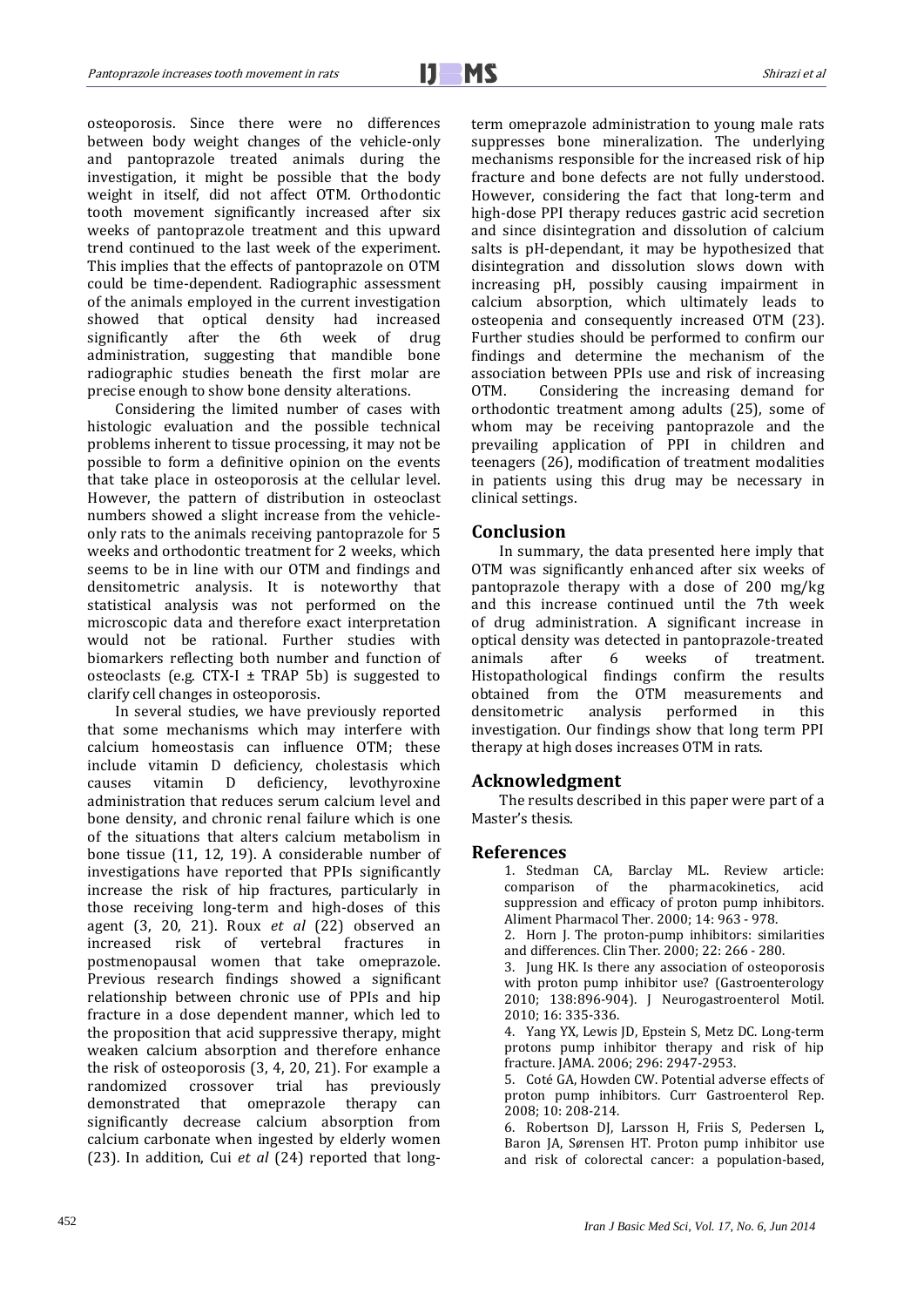osteoporosis. Since there were no differences between body weight changes of the vehicle-only and pantoprazole treated animals during the investigation, it might be possible that the body weight in itself, did not affect OTM. Orthodontic tooth movement significantly increased after six weeks of pantoprazole treatment and this upward trend continued to the last week of the experiment. This implies that the effects of pantoprazole on OTM could be time-dependent. Radiographic assessment of the animals employed in the current investigation showed that optical density had increased significantly after the 6th week of drug administration, suggesting that mandible bone radiographic studies beneath the first molar are precise enough to show bone density alterations.

Considering the limited number of cases with histologic evaluation and the possible technical problems inherent to tissue processing, it may not be possible to form a definitive opinion on the events that take place in osteoporosis at the cellular level. However, the pattern of distribution in osteoclast numbers showed a slight increase from the vehicle-only rats to the animals receiving pantoprazole for 5 weeks and orthodontic treatment for 2 weeks, which seems to be in line with our OTM and findings and densitometric analysis. It is noteworthy that statistical analysis was not performed on the microscopic data and therefore exact interpretation would not be rational. Further studies with biomarkers reflecting both number and function of osteoclasts (e.g. CTX-I ± TRAP 5b) is suggested to clarify cell changes in osteoporosis.

In several studies, we have previously reported that some mechanisms which may interfere with calcium homeostasis can influence OTM; these include vitamin D deficiency, cholestasis which causes vitamin D deficiency, levothyroxine administration that reduces serum calcium level and bone density, and chronic renal failure which is one of the situations that alters calcium metabolism in bone tissue (11, 12, 19). A considerable number of investigations have reported that PPIs significantly increase the risk of hip fractures, particularly in those receiving long-term and high-doses of this agent (3, 20, 21). Roux *et al* (22) observed an increased risk of vertebral fractures in postmenopausal women that take omeprazole. Previous research findings showed a significant relationship between chronic use of PPIs and hip fracture in a dose dependent manner, which led to the proposition that acid suppressive therapy, might weaken calcium absorption and therefore enhance the risk of osteoporosis (3, 4, 20, 21). For example a randomized crossover trial has previously demonstrated that omeprazole therapy can significantly decrease calcium absorption from calcium carbonate when ingested by elderly women (23). In addition, Cui *et al* (24) reported that long-term omeprazole administration to young male rats suppresses bone mineralization. The underlying mechanisms responsible for the increased risk of hip fracture and bone defects are not fully understood. However, considering the fact that long-term and high-dose PPI therapy reduces gastric acid secretion and since disintegration and dissolution of calcium salts is pH-dependant, it may be hypothesized that disintegration and dissolution slows down with increasing pH, possibly causing impairment in calcium absorption, which ultimately leads to osteopenia and consequently increased OTM (23). Further studies should be performed to confirm our findings and determine the mechanism of the association between PPIs use and risk of increasing OTM. Considering the increasing demand for orthodontic treatment among adults (25), some of whom may be receiving pantoprazole and the prevailing application of PPI in children and teenagers (26), modification of treatment modalities in patients using this drug may be necessary in clinical settings.

## Conclusion

In summary, the data presented here imply that OTM was significantly enhanced after six weeks of pantoprazole therapy with a dose of 200 mg/kg and this increase continued until the 7th week of drug administration. A significant increase in optical density was detected in pantoprazole-treated animals after 6 weeks of treatment. Histopathological findings confirm the results obtained from the OTM measurements and densitometric analysis performed in this investigation. Our findings show that long term PPI therapy at high doses increases OTM in rats.

## Acknowledgment

The results described in this paper were part of a Master's thesis.

## References

1. Stedman CA, Barclay ML. Review article: comparison of the pharmacokinetics, acid suppression and efficacy of proton pump inhibitors. Aliment Pharmacol Ther. 2000; 14: 963 - 978.
2. Horn J. The proton-pump inhibitors: similarities and differences. Clin Ther. 2000; 22: 266 - 280.
3. Jung HK. Is there any association of osteoporosis with proton pump inhibitor use? (Gastroenterology 2010; 138:896-904). J Neurogastroenterol Motil. 2010; 16: 335-336.
4. Yang YX, Lewis JD, Epstein S, Metz DC. Long-term protons pump inhibitor therapy and risk of hip fracture. JAMA. 2006; 296: 2947-2953.
5. Coté GA, Howden CW. Potential adverse effects of proton pump inhibitors. Curr Gastroenterol Rep. 2008; 10: 208-214.
6. Robertson DJ, Larsson H, Friis S, Pedersen L, Baron JA, Sørensen HT. Proton pump inhibitor use and risk of colorectal cancer: a population-based,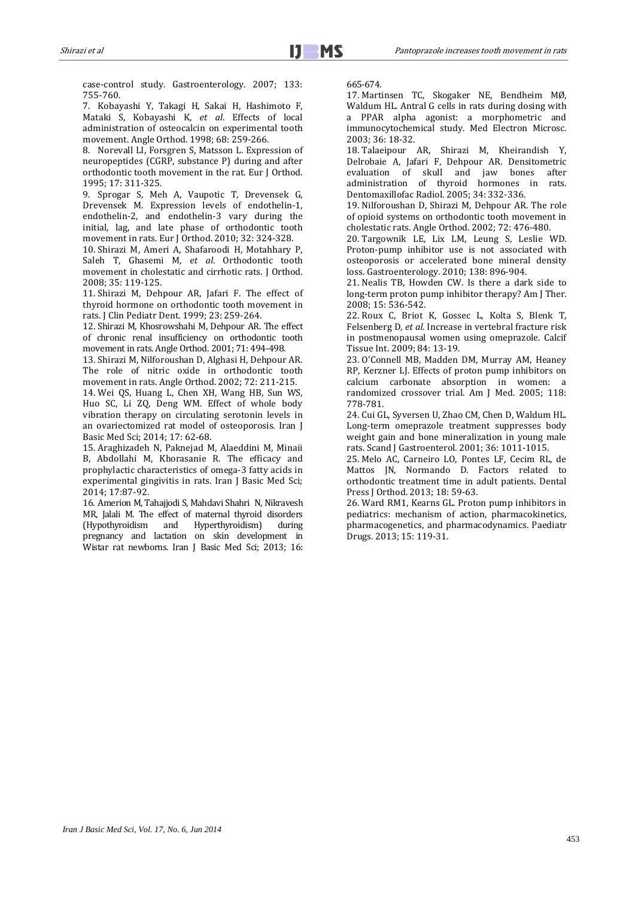case-control study. Gastroenterology. 2007; 133: 755-760.

7. Kobayashi Y, Takagi H, Sakai H, Hashimoto F, Mataki S, Kobayashi K, *et al*. Effects of local administration of osteocalcin on experimental tooth movement. Angle Orthod. 1998; 68: 259-266.

8. Norevall LI, Forsgren S, Matsson L. Expression of neuropeptides (CGRP, substance P) during and after orthodontic tooth movement in the rat. Eur J Orthod. 1995; 17: 311-325.

9. Sprogar S, Meh A, Vaupotic T, Drevensek G, Drevensek M. Expression levels of endothelin-1, endothelin-2, and endothelin-3 vary during the initial, lag, and late phase of orthodontic tooth movement in rats. Eur J Orthod. 2010; 32: 324-328.

10. Shirazi M, Ameri A, Shafaroodi H, Motahhary P, Saleh T, Ghasemi M, *et al*. Orthodontic tooth movement in cholestatic and cirrhotic rats. J Orthod. 2008; 35: 119-125.

11. Shirazi M, Dehpour AR, Jafari F. The effect of thyroid hormone on orthodontic tooth movement in rats. J Clin Pediatr Dent. 1999; 23: 259-264.

12. Shirazi M, Khosrowshahi M, Dehpour AR. The effect of chronic renal insufficiency on orthodontic tooth movement in rats. Angle Orthod. 2001; 71: 494-498.

13. Shirazi M, Nilforoushan D, Alghasi H, Dehpour AR. The role of nitric oxide in orthodontic tooth movement in rats. Angle Orthod. 2002; 72: 211-215.

14. Wei QS, Huang L, Chen XH, Wang HB, Sun WS, Huo SC, Li ZQ, Deng WM. Effect of whole body vibration therapy on circulating serotonin levels in an ovariectomized rat model of osteoporosis. Iran J Basic Med Sci; 2014; 17: 62-68.

15. Araghizadeh N, Paknejad M, Alaeddini M, Minaii B, Abdollahi M, Khorasanie R. The efficacy and prophylactic characteristics of omega-3 fatty acids in experimental gingivitis in rats. Iran J Basic Med Sci; 2014; 17:87-92.

16. Amerion M, Tahajjodi S, Mahdavi Shahri N, Nikravesh MR, Jalali M. The effect of maternal thyroid disorders (Hypothyroidism and Hyperthyroidism) during pregnancy and lactation on skin development in Wistar rat newborns. Iran J Basic Med Sci; 2013; 16: 665-674.

17. Martinsen TC, Skogaker NE, Bendheim MØ, Waldum HL. Antral G cells in rats during dosing with a PPAR alpha agonist: a morphometric and immunocytochemical study. Med Electron Microsc. 2003; 36: 18-32.

18. Talaeipour AR, Shirazi M, Kheirandish Y, Delrobaie A, Jafari F, Dehpour AR. Densitometric evaluation of skull and jaw bones after administration of thyroid hormones in rats. Dentomaxillofac Radiol. 2005; 34: 332-336.

19. Nilforoushan D, Shirazi M, Dehpour AR. The role of opioid systems on orthodontic tooth movement in cholestatic rats. Angle Orthod. 2002; 72: 476-480.

20. Targownik LE, Lix LM, Leung S, Leslie WD. Proton-pump inhibitor use is not associated with osteoporosis or accelerated bone mineral density loss. Gastroenterology. 2010; 138: 896-904.

21. Nealis TB, Howden CW. Is there a dark side to long-term proton pump inhibitor therapy? Am J Ther. 2008; 15: 536-542.

22. Roux C, Briot K, Gossec L, Kolta S, Blenk T, Felsenberg D, *et al*. Increase in vertebral fracture risk in postmenopausal women using omeprazole. Calcif Tissue Int. 2009; 84: 13-19.

23. O'Connell MB, Madden DM, Murray AM, Heaney RP, Kerzner LJ. Effects of proton pump inhibitors on calcium carbonate absorption in women: a randomized crossover trial. Am J Med. 2005; 118: 778-781.

24. Cui GL, Syversen U, Zhao CM, Chen D, Waldum HL. Long-term omeprazole treatment suppresses body weight gain and bone mineralization in young male rats. Scand J Gastroenterol. 2001; 36: 1011-1015.

25. Melo AC, Carneiro LO, Pontes LF, Cecim RL, de Mattos JN, Normando D. Factors related to orthodontic treatment time in adult patients. Dental Press J Orthod. 2013; 18: 59-63.

26. Ward RM1, Kearns GL. Proton pump inhibitors in pediatrics: mechanism of action, pharmacokinetics, pharmacogenetics, and pharmacodynamics. Paediatr Drugs. 2013; 15: 119-31.